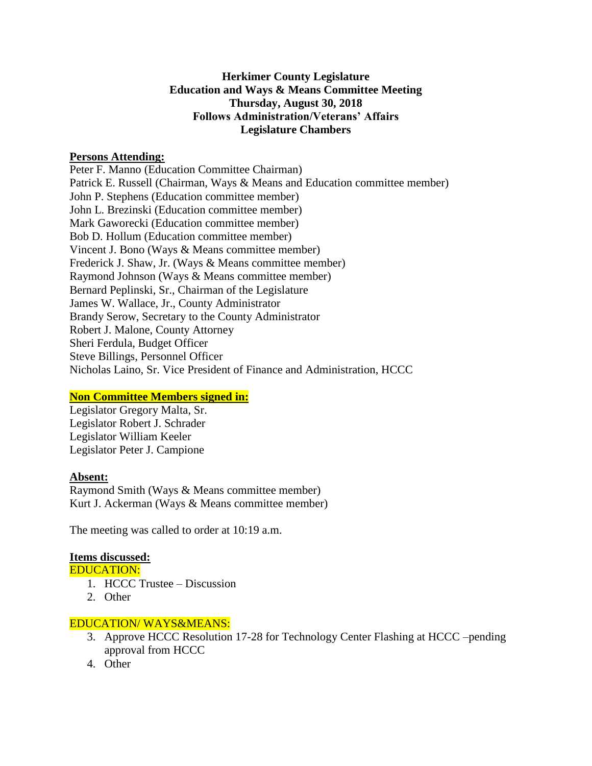**Herkimer County Legislature**
**Education and Ways & Means Committee Meeting**
**Thursday, August 30, 2018**
**Follows Administration/Veterans' Affairs**
**Legislature Chambers**

**Persons Attending:**

Peter F. Manno (Education Committee Chairman)
Patrick E. Russell (Chairman, Ways & Means and Education committee member)
John P. Stephens (Education committee member)
John L. Brezinski (Education committee member)
Mark Gaworecki (Education committee member)
Bob D. Hollum (Education committee member)
Vincent J. Bono (Ways & Means committee member)
Frederick J. Shaw, Jr. (Ways & Means committee member)
Raymond Johnson (Ways & Means committee member)
Bernard Peplinski, Sr., Chairman of the Legislature
James W. Wallace, Jr., County Administrator
Brandy Serow, Secretary to the County Administrator
Robert J. Malone, County Attorney
Sheri Ferdula, Budget Officer
Steve Billings, Personnel Officer
Nicholas Laino, Sr. Vice President of Finance and Administration, HCCC

**Non Committee Members signed in:**

Legislator Gregory Malta, Sr.
Legislator Robert J. Schrader
Legislator William Keeler
Legislator Peter J. Campione

**Absent:**

Raymond Smith (Ways & Means committee member)
Kurt J. Ackerman (Ways & Means committee member)

The meeting was called to order at 10:19 a.m.

**Items discussed:**

EDUCATION:

1. HCCC Trustee – Discussion
2. Other

EDUCATION/ WAYS&MEANS:

3. Approve HCCC Resolution 17-28 for Technology Center Flashing at HCCC –pending approval from HCCC
4. Other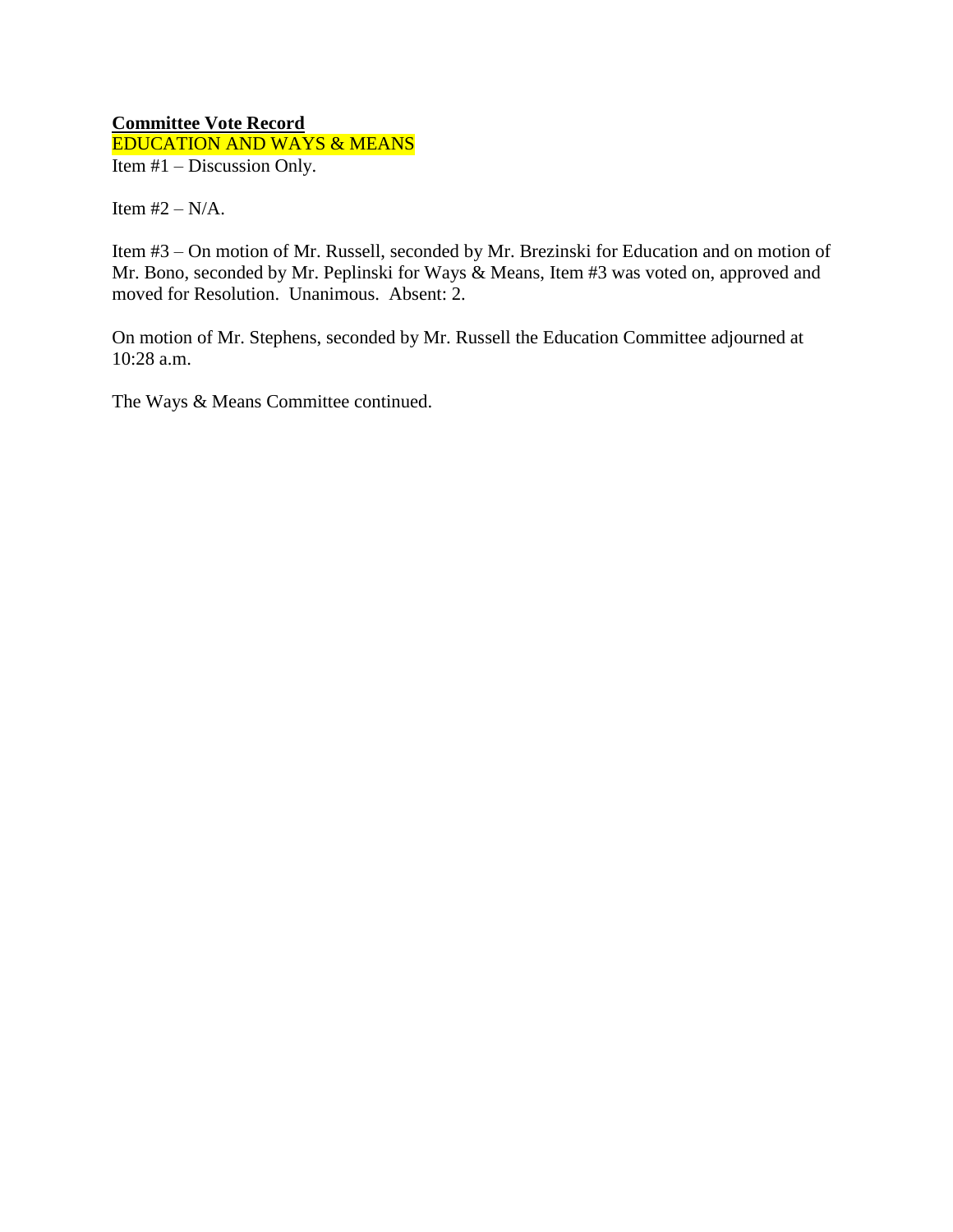**<u>Committee Vote Record</u>**

EDUCATION AND WAYS & MEANS

Item #1 – Discussion Only.

Item #2 – N/A.

Item #3 – On motion of Mr. Russell, seconded by Mr. Brezinski for Education and on motion of Mr. Bono, seconded by Mr. Peplinski for Ways & Means, Item #3 was voted on, approved and moved for Resolution. Unanimous. Absent: 2.

On motion of Mr. Stephens, seconded by Mr. Russell the Education Committee adjourned at 10:28 a.m.

The Ways & Means Committee continued.